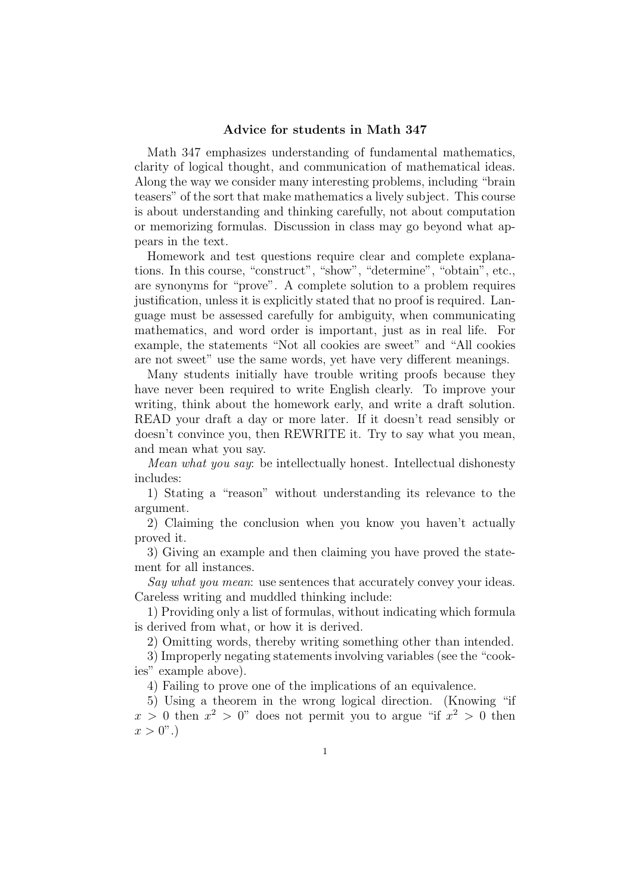# Advice for students in Math 347

Math 347 emphasizes understanding of fundamental mathematics, clarity of logical thought, and communication of mathematical ideas. Along the way we consider many interesting problems, including "brain teasers" of the sort that make mathematics a lively subject. This course is about understanding and thinking carefully, not about computation or memorizing formulas. Discussion in class may go beyond what appears in the text.

Homework and test questions require clear and complete explanations. In this course, "construct", "show", "determine", "obtain", etc., are synonyms for "prove". A complete solution to a problem requires justification, unless it is explicitly stated that no proof is required. Language must be assessed carefully for ambiguity, when communicating mathematics, and word order is important, just as in real life. For example, the statements "Not all cookies are sweet" and "All cookies are not sweet" use the same words, yet have very different meanings.

Many students initially have trouble writing proofs because they have never been required to write English clearly. To improve your writing, think about the homework early, and write a draft solution. READ your draft a day or more later. If it doesn't read sensibly or doesn't convince you, then REWRITE it. Try to say what you mean, and mean what you say.

*Mean what you say*: be intellectually honest. Intellectual dishonesty includes:

1) Stating a "reason" without understanding its relevance to the argument.

2) Claiming the conclusion when you know you haven't actually proved it.

3) Giving an example and then claiming you have proved the statement for all instances.

*Say what you mean*: use sentences that accurately convey your ideas. Careless writing and muddled thinking include:

1) Providing only a list of formulas, without indicating which formula is derived from what, or how it is derived.

2) Omitting words, thereby writing something other than intended.

3) Improperly negating statements involving variables (see the "cookies" example above).

4) Failing to prove one of the implications of an equivalence.

5) Using a theorem in the wrong logical direction. (Knowing "if $x > 0$ then $x^2 > 0$" does not permit you to argue "if $x^2 > 0$ then $x > 0$".)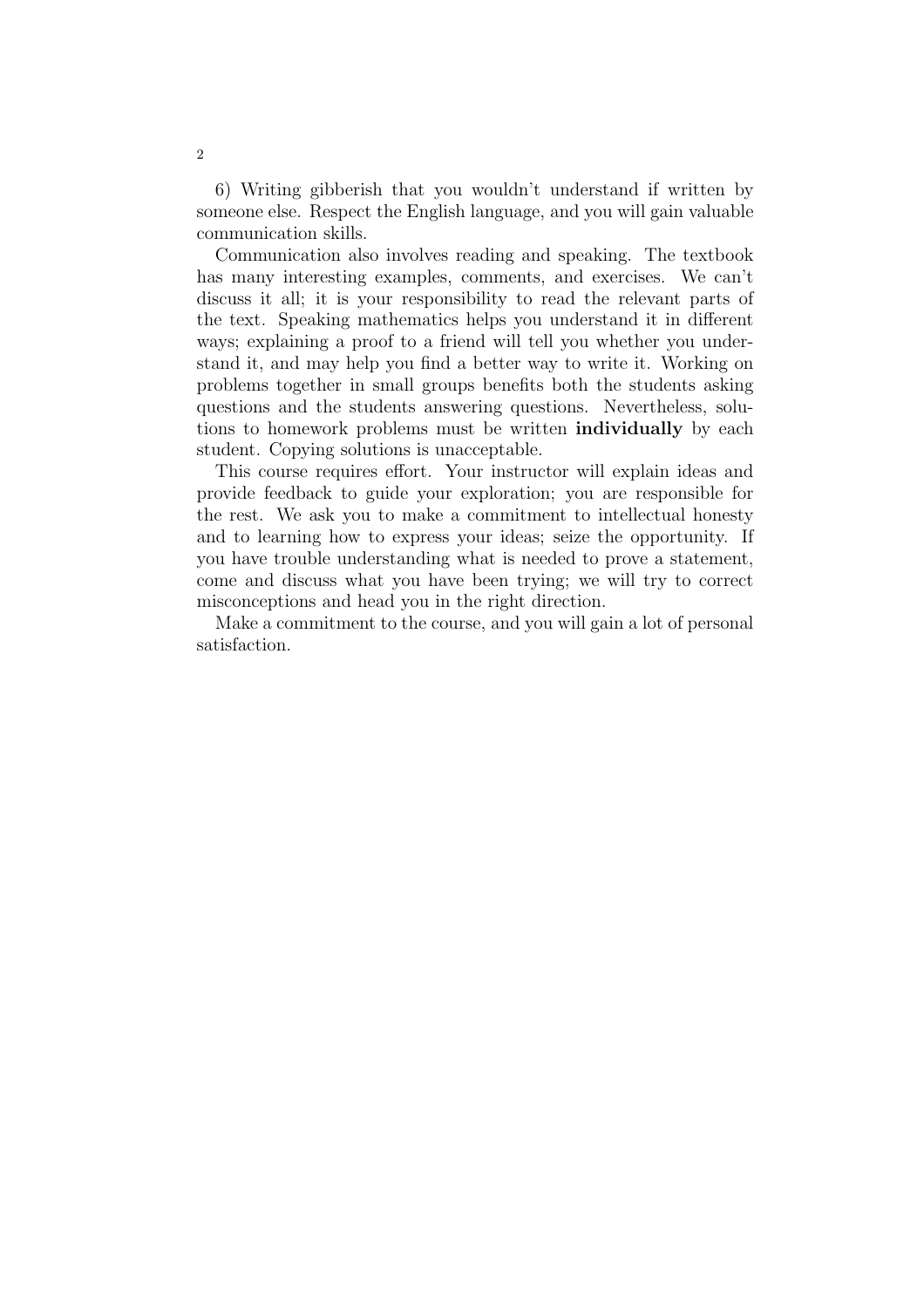6) Writing gibberish that you wouldn't understand if written by someone else. Respect the English language, and you will gain valuable communication skills.

Communication also involves reading and speaking. The textbook has many interesting examples, comments, and exercises. We can't discuss it all; it is your responsibility to read the relevant parts of the text. Speaking mathematics helps you understand it in different ways; explaining a proof to a friend will tell you whether you understand it, and may help you find a better way to write it. Working on problems together in small groups benefits both the students asking questions and the students answering questions. Nevertheless, solutions to homework problems must be written **individually** by each student. Copying solutions is unacceptable.

This course requires effort. Your instructor will explain ideas and provide feedback to guide your exploration; you are responsible for the rest. We ask you to make a commitment to intellectual honesty and to learning how to express your ideas; seize the opportunity. If you have trouble understanding what is needed to prove a statement, come and discuss what you have been trying; we will try to correct misconceptions and head you in the right direction.

Make a commitment to the course, and you will gain a lot of personal satisfaction.